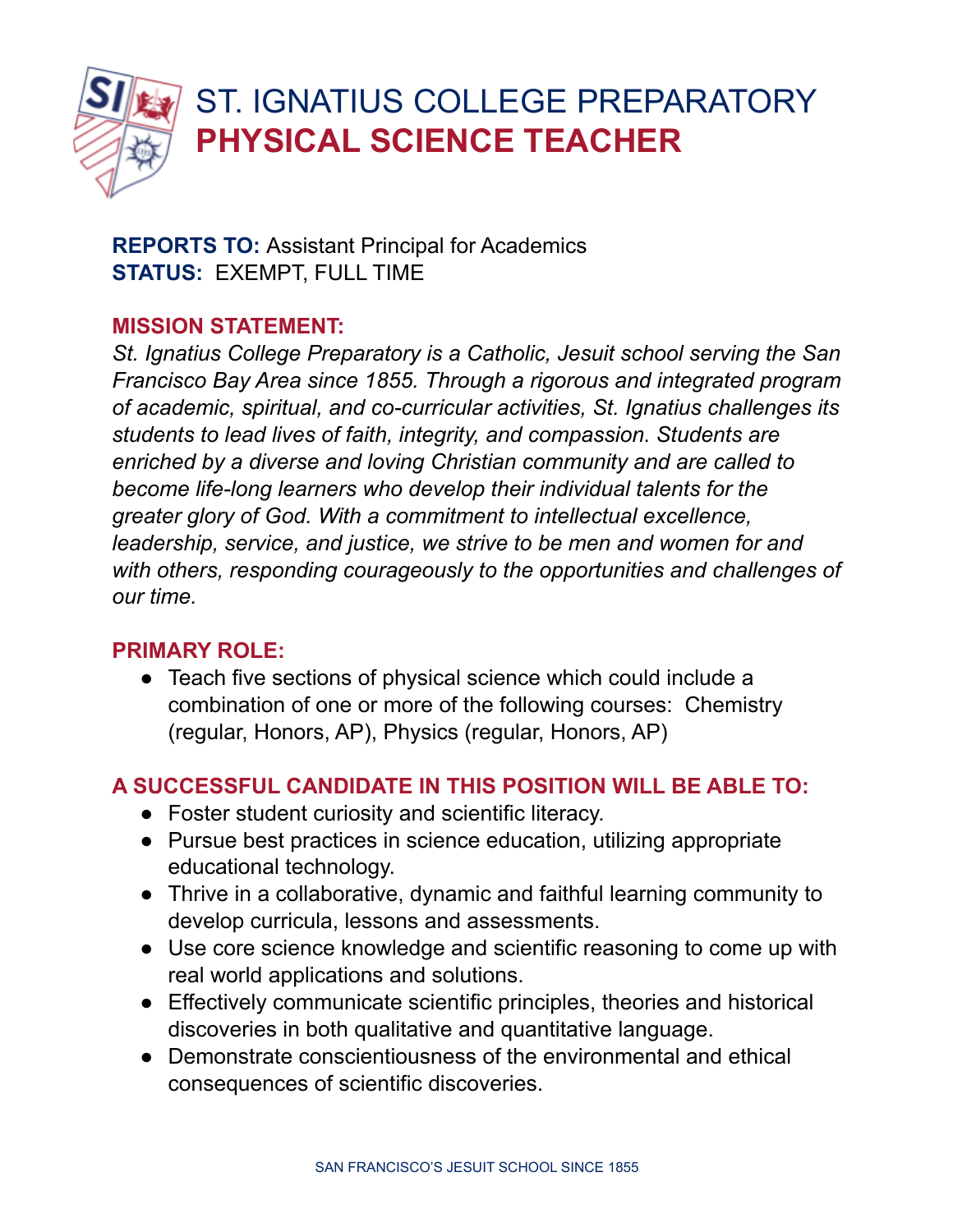# ST. IGNATIUS COLLEGE PREPARATORY
# PHYSICAL SCIENCE TEACHER

**REPORTS TO:** Assistant Principal for Academics
**STATUS:** EXEMPT, FULL TIME

## MISSION STATEMENT:

*St. Ignatius College Preparatory is a Catholic, Jesuit school serving the San Francisco Bay Area since 1855. Through a rigorous and integrated program of academic, spiritual, and co-curricular activities, St. Ignatius challenges its students to lead lives of faith, integrity, and compassion. Students are enriched by a diverse and loving Christian community and are called to become life-long learners who develop their individual talents for the greater glory of God. With a commitment to intellectual excellence, leadership, service, and justice, we strive to be men and women for and with others, responding courageously to the opportunities and challenges of our time.*

## PRIMARY ROLE:

- Teach five sections of physical science which could include a combination of one or more of the following courses: Chemistry (regular, Honors, AP), Physics (regular, Honors, AP)

## A SUCCESSFUL CANDIDATE IN THIS POSITION WILL BE ABLE TO:

- Foster student curiosity and scientific literacy.
- Pursue best practices in science education, utilizing appropriate educational technology.
- Thrive in a collaborative, dynamic and faithful learning community to develop curricula, lessons and assessments.
- Use core science knowledge and scientific reasoning to come up with real world applications and solutions.
- Effectively communicate scientific principles, theories and historical discoveries in both qualitative and quantitative language.
- Demonstrate conscientiousness of the environmental and ethical consequences of scientific discoveries.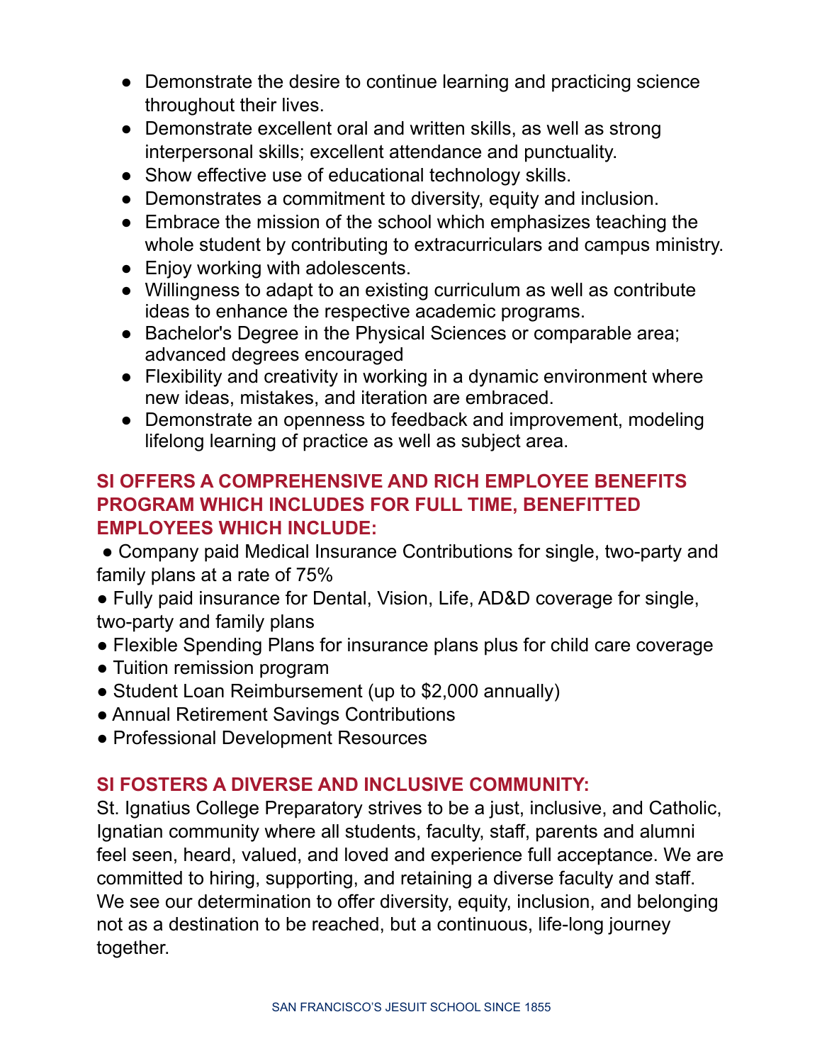- Demonstrate the desire to continue learning and practicing science throughout their lives.
- Demonstrate excellent oral and written skills, as well as strong interpersonal skills; excellent attendance and punctuality.
- Show effective use of educational technology skills.
- Demonstrates a commitment to diversity, equity and inclusion.
- Embrace the mission of the school which emphasizes teaching the whole student by contributing to extracurriculars and campus ministry.
- Enjoy working with adolescents.
- Willingness to adapt to an existing curriculum as well as contribute ideas to enhance the respective academic programs.
- Bachelor's Degree in the Physical Sciences or comparable area; advanced degrees encouraged
- Flexibility and creativity in working in a dynamic environment where new ideas, mistakes, and iteration are embraced.
- Demonstrate an openness to feedback and improvement, modeling lifelong learning of practice as well as subject area.

## SI OFFERS A COMPREHENSIVE AND RICH EMPLOYEE BENEFITS PROGRAM WHICH INCLUDES FOR FULL TIME, BENEFITTED EMPLOYEES WHICH INCLUDE:

- Company paid Medical Insurance Contributions for single, two-party and family plans at a rate of 75%
- Fully paid insurance for Dental, Vision, Life, AD&D coverage for single, two-party and family plans
- Flexible Spending Plans for insurance plans plus for child care coverage
- Tuition remission program
- Student Loan Reimbursement (up to $2,000 annually)
- Annual Retirement Savings Contributions
- Professional Development Resources

## SI FOSTERS A DIVERSE AND INCLUSIVE COMMUNITY:

St. Ignatius College Preparatory strives to be a just, inclusive, and Catholic, Ignatian community where all students, faculty, staff, parents and alumni feel seen, heard, valued, and loved and experience full acceptance. We are committed to hiring, supporting, and retaining a diverse faculty and staff. We see our determination to offer diversity, equity, inclusion, and belonging not as a destination to be reached, but a continuous, life-long journey together.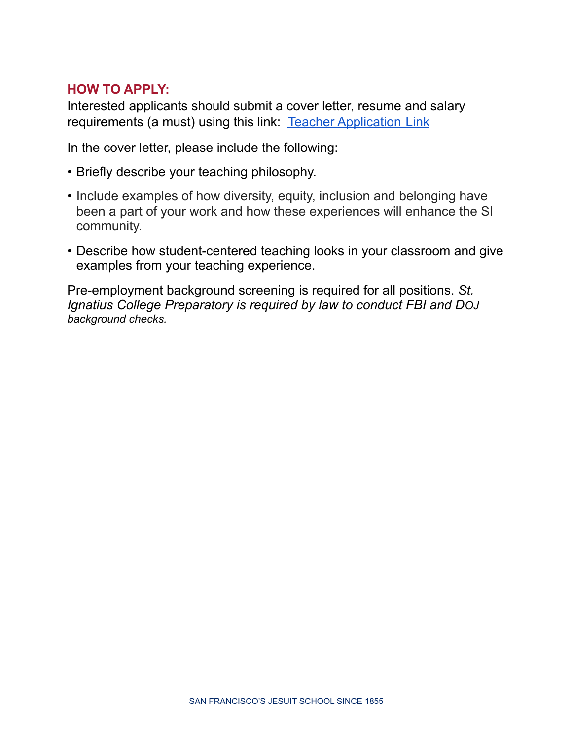## HOW TO APPLY:

Interested applicants should submit a cover letter, resume and salary requirements (a must) using this link: [Teacher Application Link]

In the cover letter, please include the following:

- Briefly describe your teaching philosophy.
- Include examples of how diversity, equity, inclusion and belonging have been a part of your work and how these experiences will enhance the SI community.
- Describe how student-centered teaching looks in your classroom and give examples from your teaching experience.

Pre-employment background screening is required for all positions. *St. Ignatius College Preparatory is required by law to conduct FBI and DOJ background checks.*